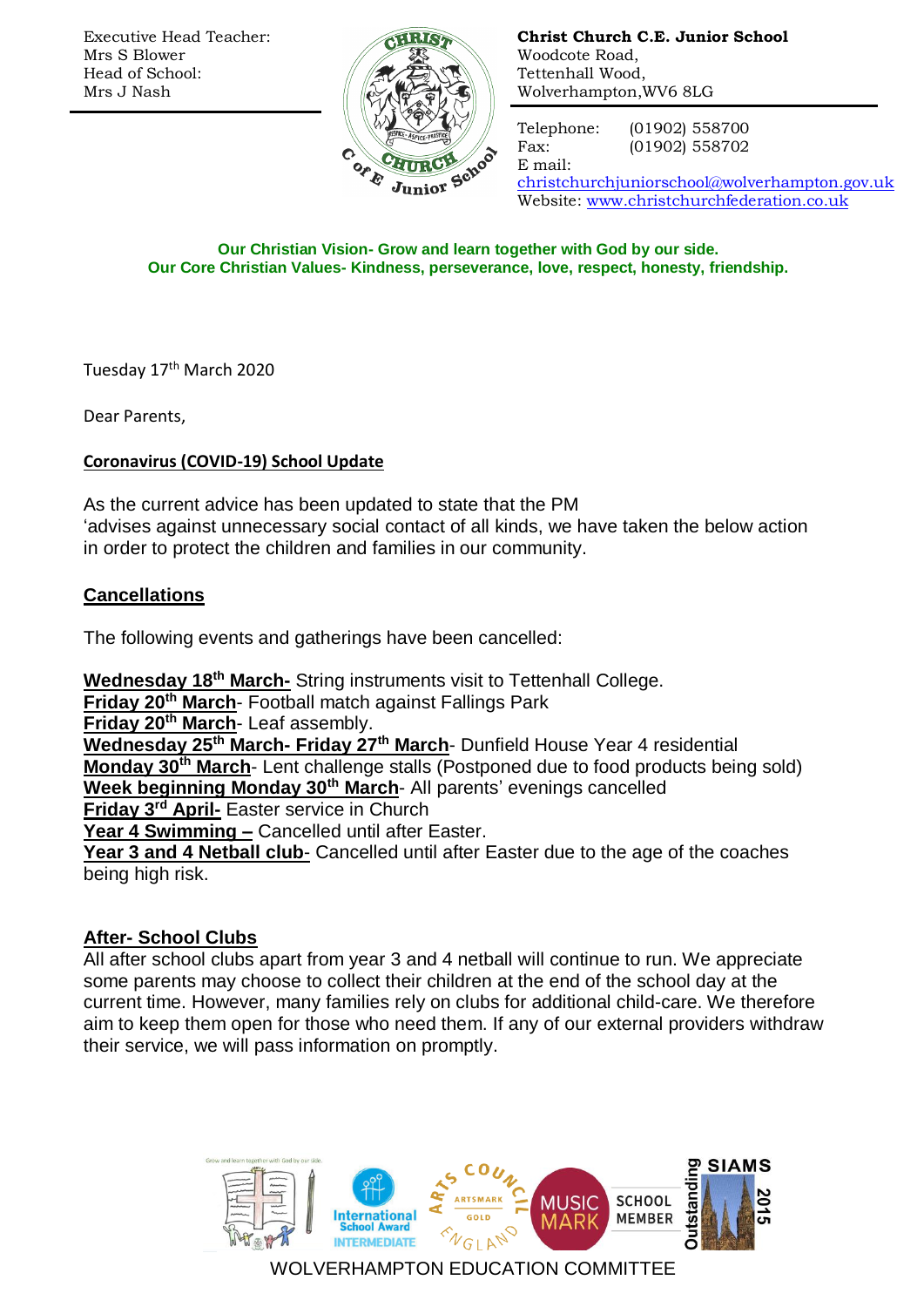Executive Head Teacher:
Mrs S Blower
Head of School:
Mrs J Nash

**Christ Church C.E. Junior School**
Woodcote Road,
Tettenhall Wood,
Wolverhampton,WV6 8LG

Telephone: (01902) 558700
Fax: (01902) 558702
E mail: christchurchjuniorschool@wolverhampton.gov.uk
Website: www.christchurchfederation.co.uk

**Our Christian Vision- Grow and learn together with God by our side.**
**Our Core Christian Values- Kindness, perseverance, love, respect, honesty, friendship.**

Tuesday 17th March 2020

Dear Parents,

**Coronavirus (COVID-19) School Update**

As the current advice has been updated to state that the PM 'advises against unnecessary social contact of all kinds, we have taken the below action in order to protect the children and families in our community.

## Cancellations

The following events and gatherings have been cancelled:

**Wednesday 18th March-** String instruments visit to Tettenhall College.
**Friday 20th March**- Football match against Fallings Park
**Friday 20th March**- Leaf assembly.
**Wednesday 25th March- Friday 27th March**- Dunfield House Year 4 residential
**Monday 30th March**- Lent challenge stalls (Postponed due to food products being sold)
**Week beginning Monday 30th March**- All parents' evenings cancelled
**Friday 3rd April-** Easter service in Church
**Year 4 Swimming –** Cancelled until after Easter.
**Year 3 and 4 Netball club**- Cancelled until after Easter due to the age of the coaches being high risk.

## After- School Clubs

All after school clubs apart from year 3 and 4 netball will continue to run. We appreciate some parents may choose to collect their children at the end of the school day at the current time. However, many families rely on clubs for additional child-care. We therefore aim to keep them open for those who need them. If any of our external providers withdraw their service, we will pass information on promptly.

WOLVERHAMPTON EDUCATION COMMITTEE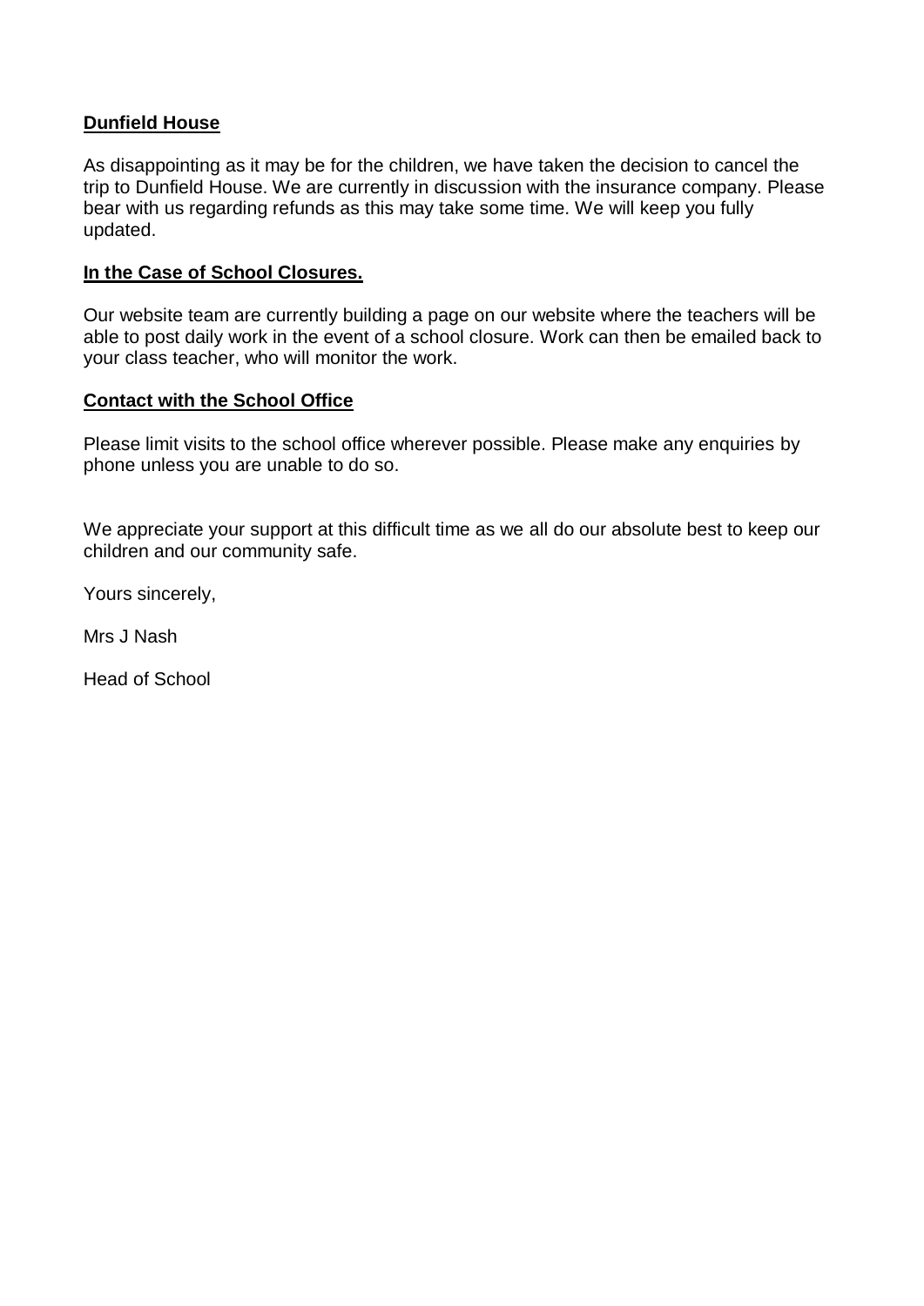**Dunfield House**

As disappointing as it may be for the children, we have taken the decision to cancel the trip to Dunfield House. We are currently in discussion with the insurance company. Please bear with us regarding refunds as this may take some time. We will keep you fully updated.

**In the Case of School Closures.**

Our website team are currently building a page on our website where the teachers will be able to post daily work in the event of a school closure. Work can then be emailed back to your class teacher, who will monitor the work.

**Contact with the School Office**

Please limit visits to the school office wherever possible. Please make any enquiries by phone unless you are unable to do so.

We appreciate your support at this difficult time as we all do our absolute best to keep our children and our community safe.

Yours sincerely,

Mrs J Nash

Head of School